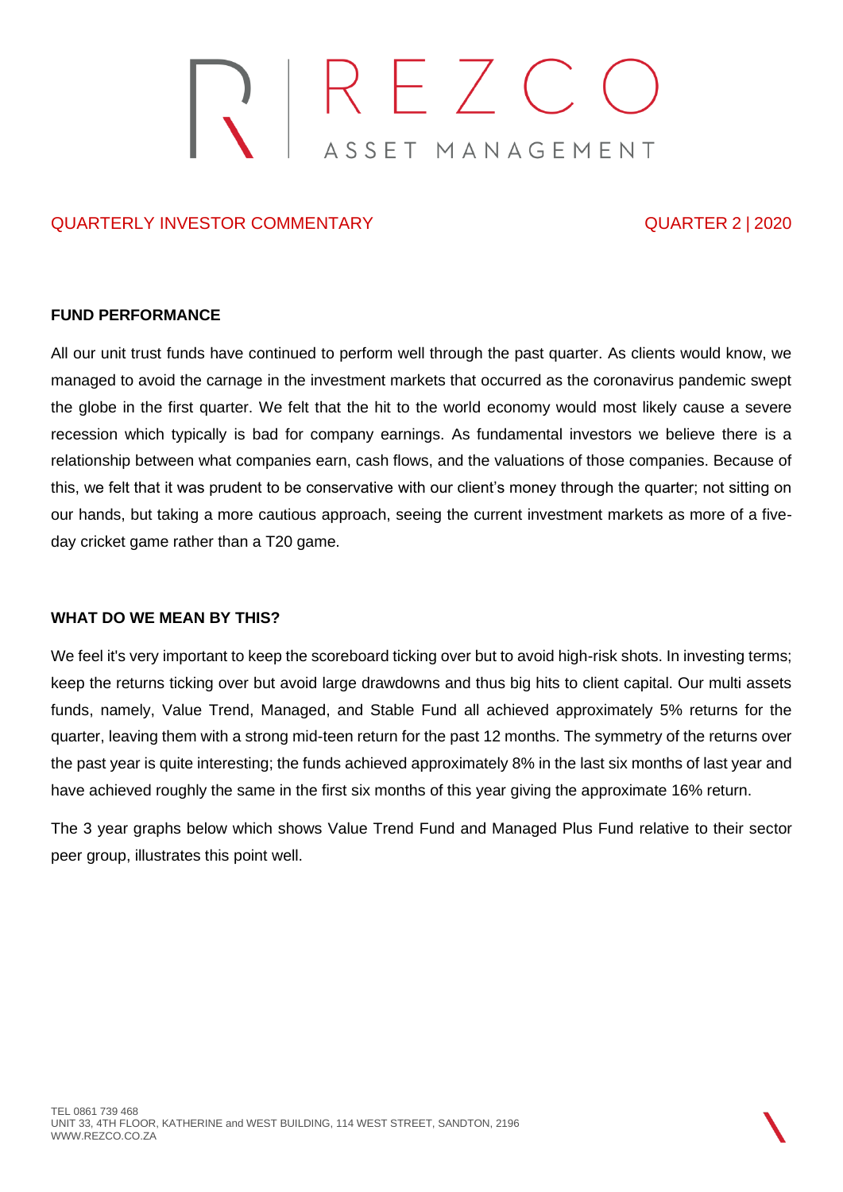# REZCO ASSET MANAGEMENT

QUARTERLY INVESTOR COMMENTARY — QUARTER 2 | 2020

## FUND PERFORMANCE

All our unit trust funds have continued to perform well through the past quarter. As clients would know, we managed to avoid the carnage in the investment markets that occurred as the coronavirus pandemic swept the globe in the first quarter. We felt that the hit to the world economy would most likely cause a severe recession which typically is bad for company earnings. As fundamental investors we believe there is a relationship between what companies earn, cash flows, and the valuations of those companies. Because of this, we felt that it was prudent to be conservative with our client's money through the quarter; not sitting on our hands, but taking a more cautious approach, seeing the current investment markets as more of a five-day cricket game rather than a T20 game.

## WHAT DO WE MEAN BY THIS?

We feel it's very important to keep the scoreboard ticking over but to avoid high-risk shots. In investing terms; keep the returns ticking over but avoid large drawdowns and thus big hits to client capital. Our multi assets funds, namely, Value Trend, Managed, and Stable Fund all achieved approximately 5% returns for the quarter, leaving them with a strong mid-teen return for the past 12 months. The symmetry of the returns over the past year is quite interesting; the funds achieved approximately 8% in the last six months of last year and have achieved roughly the same in the first six months of this year giving the approximate 16% return.

The 3 year graphs below which shows Value Trend Fund and Managed Plus Fund relative to their sector peer group, illustrates this point well.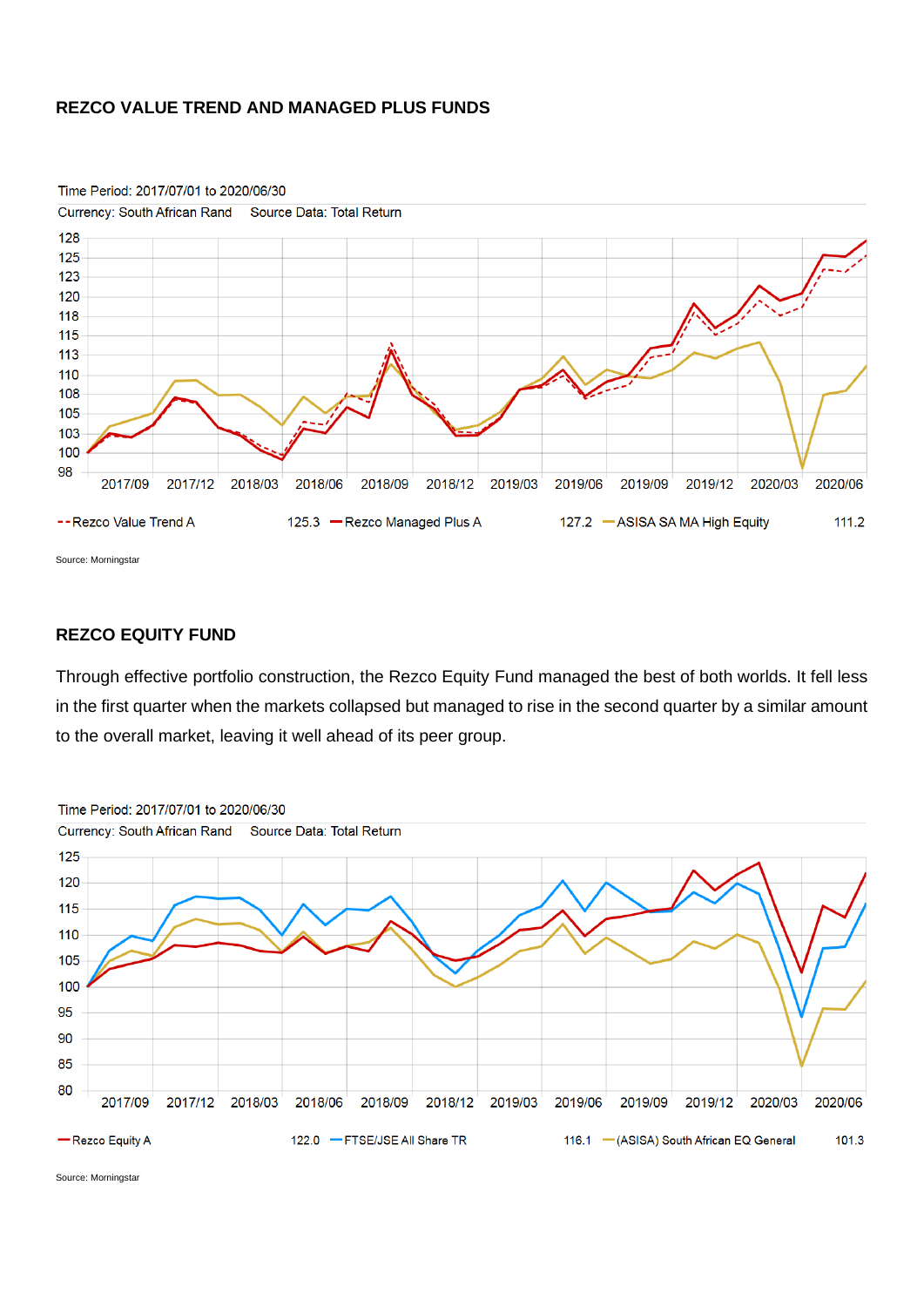## REZCO VALUE TREND AND MANAGED PLUS FUNDS

Time Period: 2017/07/01 to 2020/06/30

Currency: South African Rand     Source Data: Total Return

| Fund | Value |
|---|---|
| Rezco Value Trend A | 125.3 |
| Rezco Managed Plus A | 127.2 |
| ASISA SA MA High Equity | 111.2 |

Source: Morningstar

## REZCO EQUITY FUND

Through effective portfolio construction, the Rezco Equity Fund managed the best of both worlds. It fell less in the first quarter when the markets collapsed but managed to rise in the second quarter by a similar amount to the overall market, leaving it well ahead of its peer group.

Time Period: 2017/07/01 to 2020/06/30

Currency: South African Rand     Source Data: Total Return

| Fund | Value |
|---|---|
| Rezco Equity A | 122.0 |
| FTSE/JSE All Share TR | 116.1 |
| (ASISA) South African EQ General | 101.3 |

Source: Morningstar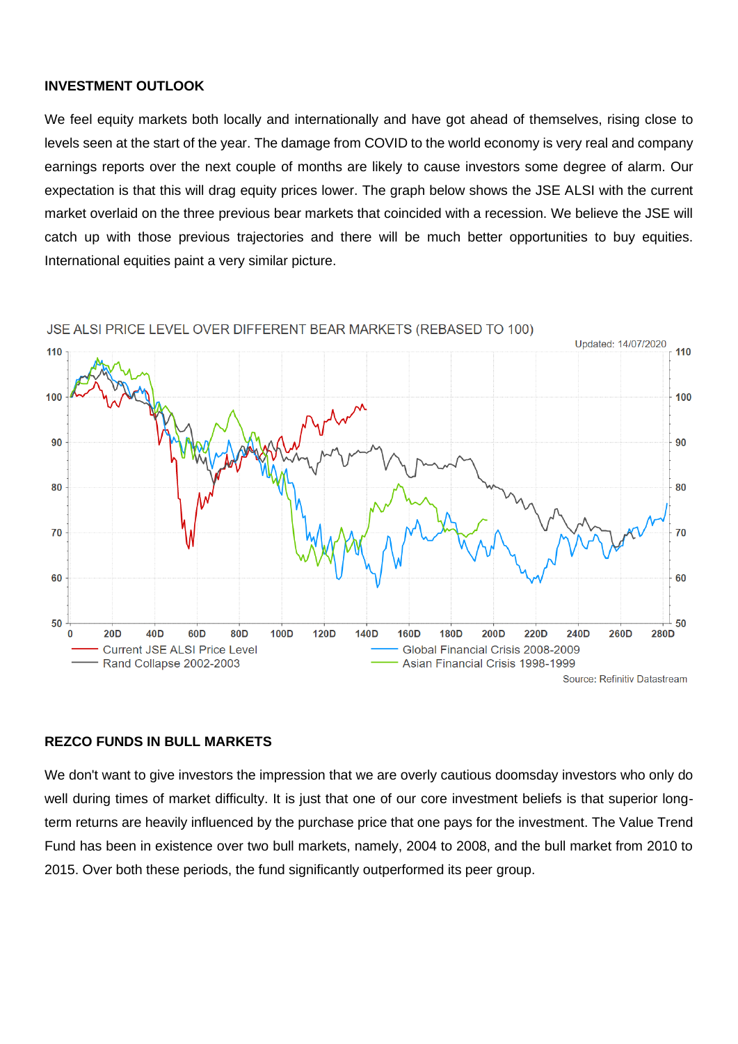## INVESTMENT OUTLOOK

We feel equity markets both locally and internationally and have got ahead of themselves, rising close to levels seen at the start of the year. The damage from COVID to the world economy is very real and company earnings reports over the next couple of months are likely to cause investors some degree of alarm. Our expectation is that this will drag equity prices lower. The graph below shows the JSE ALSI with the current market overlaid on the three previous bear markets that coincided with a recession. We believe the JSE will catch up with those previous trajectories and there will be much better opportunities to buy equities. International equities paint a very similar picture.

JSE ALSI PRICE LEVEL OVER DIFFERENT BEAR MARKETS (REBASED TO 100)

Updated: 14/07/2020

Current JSE ALSI Price Level
Rand Collapse 2002-2003
Global Financial Crisis 2008-2009
Asian Financial Crisis 1998-1999

Source: Refinitiv Datastream

## REZCO FUNDS IN BULL MARKETS

We don't want to give investors the impression that we are overly cautious doomsday investors who only do well during times of market difficulty. It is just that one of our core investment beliefs is that superior long-term returns are heavily influenced by the purchase price that one pays for the investment. The Value Trend Fund has been in existence over two bull markets, namely, 2004 to 2008, and the bull market from 2010 to 2015. Over both these periods, the fund significantly outperformed its peer group.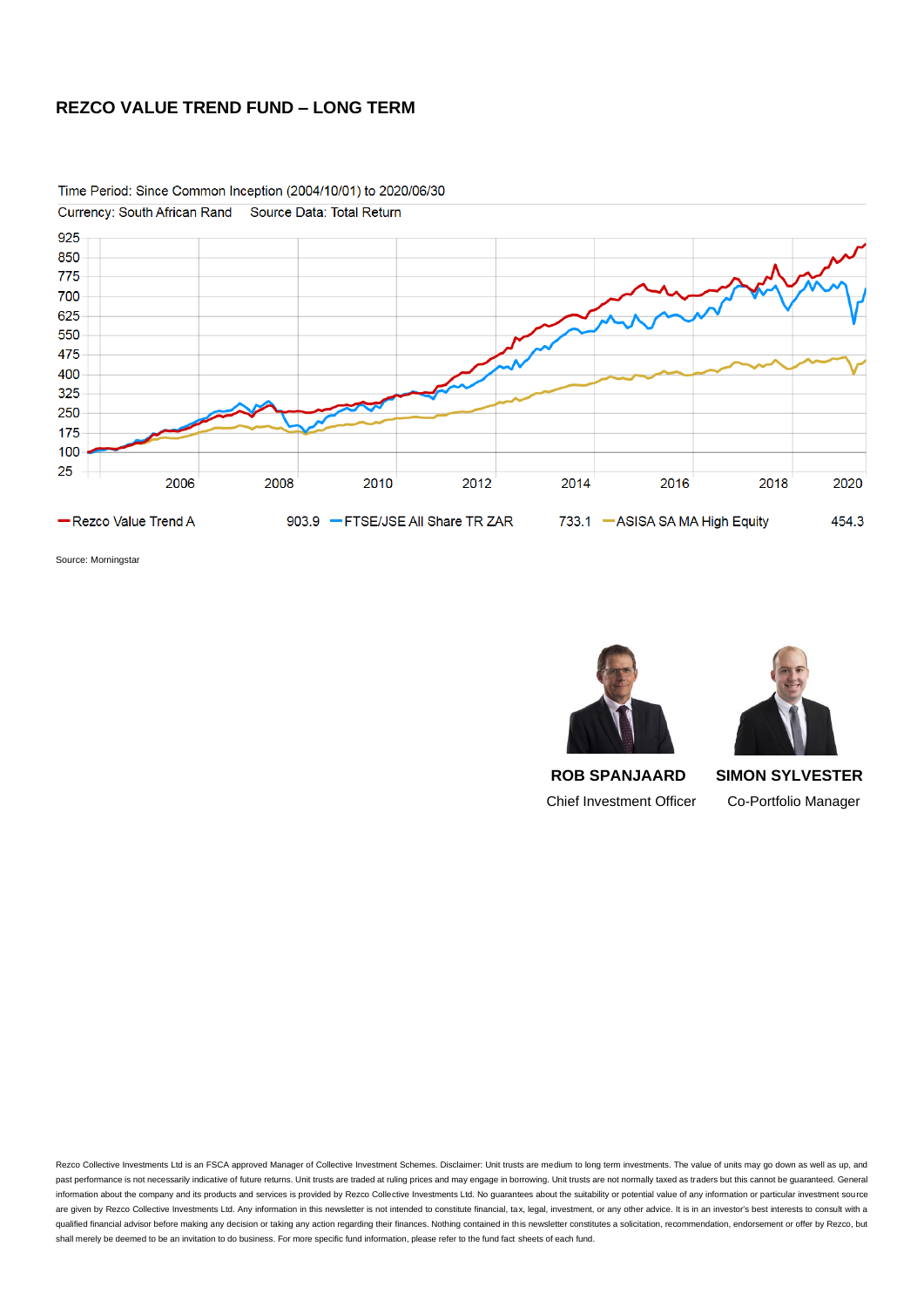## REZCO VALUE TREND FUND – LONG TERM

Time Period: Since Common Inception (2004/10/01) to 2020/06/30

Currency: South African Rand    Source Data: Total Return

925
850
775
700
625
550
475
400
325
250
175
100
25

2006 2008 2010 2012 2014 2016 2018 2020

Rezco Value Trend A 903.9
FTSE/JSE All Share TR ZAR 733.1
ASISA SA MA High Equity 454.3

Source: Morningstar

**ROB SPANJAARD**
Chief Investment Officer

**SIMON SYLVESTER**
Co-Portfolio Manager

Rezco Collective Investments Ltd is an FSCA approved Manager of Collective Investment Schemes. Disclaimer: Unit trusts are medium to long term investments. The value of units may go down as well as up, and past performance is not necessarily indicative of future returns. Unit trusts are traded at ruling prices and may engage in borrowing. Unit trusts are not normally taxed as traders but this cannot be guaranteed. General information about the company and its products and services is provided by Rezco Collective Investments Ltd. No guarantees about the suitability or potential value of any information or particular investment source are given by Rezco Collective Investments Ltd. Any information in this newsletter is not intended to constitute financial, tax, legal, investment, or any other advice. It is in an investor's best interests to consult with a qualified financial advisor before making any decision or taking any action regarding their finances. Nothing contained in this newsletter constitutes a solicitation, recommendation, endorsement or offer by Rezco, but shall merely be deemed to be an invitation to do business. For more specific fund information, please refer to the fund fact sheets of each fund.